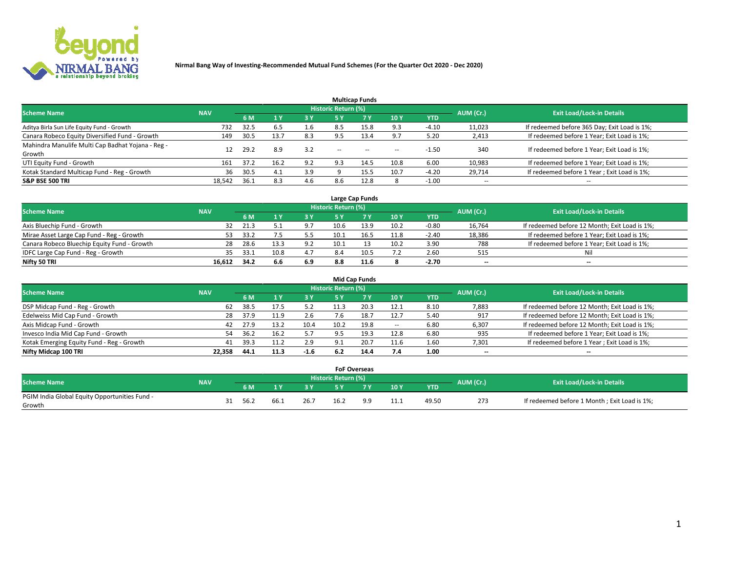**Nirmal Bang Way of Investing-Recommended Mutual Fund Schemes (For the Quarter Oct 2020 - Dec 2020)**

### Multicap Funds

| Scheme Name | NAV | Historic Return (%) | | | | | | | AUM (Cr.) | Exit Load/Lock-in Details |
|---|---|---|---|---|---|---|---|---|---|---|
| | | 6 M | 1 Y | 3 Y | 5 Y | 7 Y | 10 Y | YTD | | |
| Aditya Birla Sun Life Equity Fund - Growth | 732 | 32.5 | 6.5 | 1.6 | 8.5 | 15.8 | 9.3 | -4.10 | 11,023 | If redeemed before 365 Day; Exit Load is 1%; |
| Canara Robeco Equity Diversified Fund - Growth | 149 | 30.5 | 13.7 | 8.3 | 9.5 | 13.4 | 9.7 | 5.20 | 2,413 | If redeemed before 1 Year; Exit Load is 1%; |
| Mahindra Manulife Multi Cap Badhat Yojana - Reg - Growth | 12 | 29.2 | 8.9 | 3.2 | -- | -- | -- | -1.50 | 340 | If redeemed before 1 Year; Exit Load is 1%; |
| UTI Equity Fund - Growth | 161 | 37.2 | 16.2 | 9.2 | 9.3 | 14.5 | 10.8 | 6.00 | 10,983 | If redeemed before 1 Year; Exit Load is 1%; |
| Kotak Standard Multicap Fund - Reg - Growth | 36 | 30.5 | 4.1 | 3.9 | 9 | 15.5 | 10.7 | -4.20 | 29,714 | If redeemed before 1 Year ; Exit Load is 1%; |
| **S&P BSE 500 TRI** | 18,542 | 36.1 | 8.3 | 4.6 | 8.6 | 12.8 | 8 | -1.00 | -- | -- |

### Large Cap Funds

| Scheme Name | NAV | Historic Return (%) | | | | | | | AUM (Cr.) | Exit Load/Lock-in Details |
|---|---|---|---|---|---|---|---|---|---|---|
| | | 6 M | 1 Y | 3 Y | 5 Y | 7 Y | 10 Y | YTD | | |
| Axis Bluechip Fund - Growth | 32 | 21.3 | 5.1 | 9.7 | 10.6 | 13.9 | 10.2 | -0.80 | 16,764 | If redeemed before 12 Month; Exit Load is 1%; |
| Mirae Asset Large Cap Fund - Reg - Growth | 53 | 33.2 | 7.5 | 5.5 | 10.1 | 16.5 | 11.8 | -2.40 | 18,386 | If redeemed before 1 Year; Exit Load is 1%; |
| Canara Robeco Bluechip Equity Fund - Growth | 28 | 28.6 | 13.3 | 9.2 | 10.1 | 13 | 10.2 | 3.90 | 788 | If redeemed before 1 Year; Exit Load is 1%; |
| IDFC Large Cap Fund - Reg - Growth | 35 | 33.1 | 10.8 | 4.7 | 8.4 | 10.5 | 7.2 | 2.60 | 515 | Nil |
| **Nifty 50 TRI** | **16,612** | **34.2** | **6.6** | **6.9** | **8.8** | **11.6** | **8** | **-2.70** | **--** | **--** |

### Mid Cap Funds

| Scheme Name | NAV | Historic Return (%) | | | | | | | AUM (Cr.) | Exit Load/Lock-in Details |
|---|---|---|---|---|---|---|---|---|---|---|
| | | 6 M | 1 Y | 3 Y | 5 Y | 7 Y | 10 Y | YTD | | |
| DSP Midcap Fund - Reg - Growth | 62 | 38.5 | 17.5 | 5.2 | 11.3 | 20.3 | 12.1 | 8.10 | 7,883 | If redeemed before 12 Month; Exit Load is 1%; |
| Edelweiss Mid Cap Fund - Growth | 28 | 37.9 | 11.9 | 2.6 | 7.6 | 18.7 | 12.7 | 5.40 | 917 | If redeemed before 12 Month; Exit Load is 1%; |
| Axis Midcap Fund - Growth | 42 | 27.9 | 13.2 | 10.4 | 10.2 | 19.8 | -- | 6.80 | 6,307 | If redeemed before 12 Month; Exit Load is 1%; |
| Invesco India Mid Cap Fund - Growth | 54 | 36.2 | 16.2 | 5.7 | 9.5 | 19.3 | 12.8 | 6.80 | 935 | If redeemed before 1 Year; Exit Load is 1%; |
| Kotak Emerging Equity Fund - Reg - Growth | 41 | 39.3 | 11.2 | 2.9 | 9.1 | 20.7 | 11.6 | 1.60 | 7,301 | If redeemed before 1 Year ; Exit Load is 1%; |
| **Nifty Midcap 100 TRI** | **22,358** | **44.1** | **11.3** | **-1.6** | **6.2** | **14.4** | **7.4** | **1.00** | **--** | **--** |

### FoF Overseas

| Scheme Name | NAV | Historic Return (%) | | | | | | | AUM (Cr.) | Exit Load/Lock-in Details |
|---|---|---|---|---|---|---|---|---|---|---|
| | | 6 M | 1 Y | 3 Y | 5 Y | 7 Y | 10 Y | YTD | | |
| PGIM India Global Equity Opportunities Fund - Growth | 31 | 56.2 | 66.1 | 26.7 | 16.2 | 9.9 | 11.1 | 49.50 | 273 | If redeemed before 1 Month ; Exit Load is 1%; |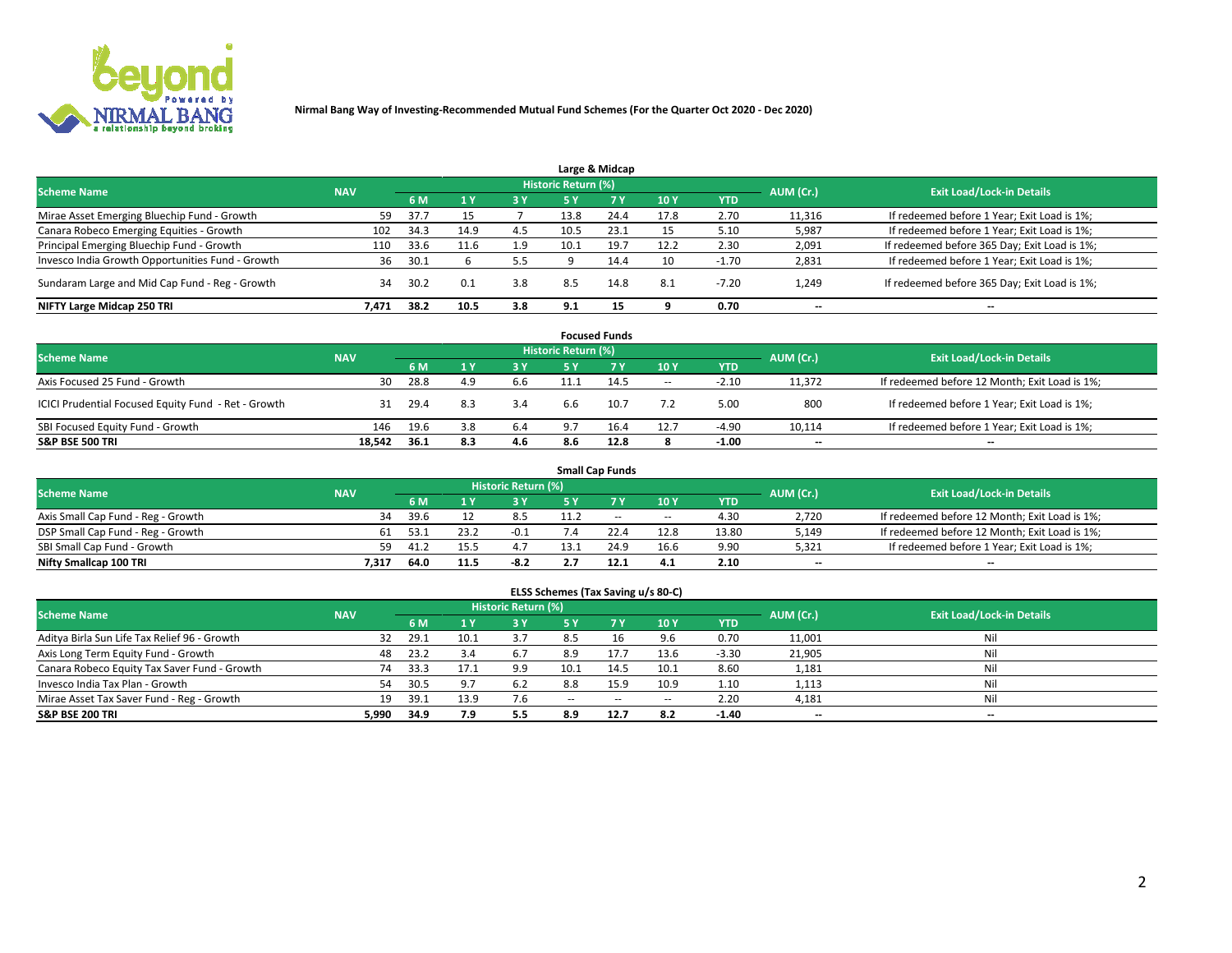**Nirmal Bang Way of Investing-Recommended Mutual Fund Schemes (For the Quarter Oct 2020 - Dec 2020)**

## Large & Midcap

| Scheme Name | NAV | Historic Return (%) | | | | | | | AUM (Cr.) | Exit Load/Lock-in Details |
|---|---|---|---|---|---|---|---|---|---|---|
| | | 6 M | 1 Y | 3 Y | 5 Y | 7 Y | 10 Y | YTD | | |
| Mirae Asset Emerging Bluechip Fund - Growth | 59 | 37.7 | 15 | 7 | 13.8 | 24.4 | 17.8 | 2.70 | 11,316 | If redeemed before 1 Year; Exit Load is 1%; |
| Canara Robeco Emerging Equities - Growth | 102 | 34.3 | 14.9 | 4.5 | 10.5 | 23.1 | 15 | 5.10 | 5,987 | If redeemed before 1 Year; Exit Load is 1%; |
| Principal Emerging Bluechip Fund - Growth | 110 | 33.6 | 11.6 | 1.9 | 10.1 | 19.7 | 12.2 | 2.30 | 2,091 | If redeemed before 365 Day; Exit Load is 1%; |
| Invesco India Growth Opportunities Fund - Growth | 36 | 30.1 | 6 | 5.5 | 9 | 14.4 | 10 | -1.70 | 2,831 | If redeemed before 1 Year; Exit Load is 1%; |
| Sundaram Large and Mid Cap Fund - Reg - Growth | 34 | 30.2 | 0.1 | 3.8 | 8.5 | 14.8 | 8.1 | -7.20 | 1,249 | If redeemed before 365 Day; Exit Load is 1%; |
| **NIFTY Large Midcap 250 TRI** | **7,471** | **38.2** | **10.5** | **3.8** | **9.1** | **15** | **9** | **0.70** | **--** | **--** |

## Focused Funds

| Scheme Name | NAV | Historic Return (%) | | | | | | | AUM (Cr.) | Exit Load/Lock-in Details |
|---|---|---|---|---|---|---|---|---|---|---|
| | | 6 M | 1 Y | 3 Y | 5 Y | 7 Y | 10 Y | YTD | | |
| Axis Focused 25 Fund - Growth | 30 | 28.8 | 4.9 | 6.6 | 11.1 | 14.5 | -- | -2.10 | 11,372 | If redeemed before 12 Month; Exit Load is 1%; |
| ICICI Prudential Focused Equity Fund - Ret - Growth | 31 | 29.4 | 8.3 | 3.4 | 6.6 | 10.7 | 7.2 | 5.00 | 800 | If redeemed before 1 Year; Exit Load is 1%; |
| SBI Focused Equity Fund - Growth | 146 | 19.6 | 3.8 | 6.4 | 9.7 | 16.4 | 12.7 | -4.90 | 10,114 | If redeemed before 1 Year; Exit Load is 1%; |
| **S&P BSE 500 TRI** | **18,542** | **36.1** | **8.3** | **4.6** | **8.6** | **12.8** | **8** | **-1.00** | **--** | **--** |

## Small Cap Funds

| Scheme Name | NAV | Historic Return (%) | | | | | | | AUM (Cr.) | Exit Load/Lock-in Details |
|---|---|---|---|---|---|---|---|---|---|---|
| | | 6 M | 1 Y | 3 Y | 5 Y | 7 Y | 10 Y | YTD | | |
| Axis Small Cap Fund - Reg - Growth | 34 | 39.6 | 12 | 8.5 | 11.2 | -- | -- | 4.30 | 2,720 | If redeemed before 12 Month; Exit Load is 1%; |
| DSP Small Cap Fund - Reg - Growth | 61 | 53.1 | 23.2 | -0.1 | 7.4 | 22.4 | 12.8 | 13.80 | 5,149 | If redeemed before 12 Month; Exit Load is 1%; |
| SBI Small Cap Fund - Growth | 59 | 41.2 | 15.5 | 4.7 | 13.1 | 24.9 | 16.6 | 9.90 | 5,321 | If redeemed before 1 Year; Exit Load is 1%; |
| **Nifty Smallcap 100 TRI** | **7,317** | **64.0** | **11.5** | **-8.2** | **2.7** | **12.1** | **4.1** | **2.10** | **--** | **--** |

## ELSS Schemes (Tax Saving u/s 80-C)

| Scheme Name | NAV | Historic Return (%) | | | | | | | AUM (Cr.) | Exit Load/Lock-in Details |
|---|---|---|---|---|---|---|---|---|---|---|
| | | 6 M | 1 Y | 3 Y | 5 Y | 7 Y | 10 Y | YTD | | |
| Aditya Birla Sun Life Tax Relief 96 - Growth | 32 | 29.1 | 10.1 | 3.7 | 8.5 | 16 | 9.6 | 0.70 | 11,001 | Nil |
| Axis Long Term Equity Fund - Growth | 48 | 23.2 | 3.4 | 6.7 | 8.9 | 17.7 | 13.6 | -3.30 | 21,905 | Nil |
| Canara Robeco Equity Tax Saver Fund - Growth | 74 | 33.3 | 17.1 | 9.9 | 10.1 | 14.5 | 10.1 | 8.60 | 1,181 | Nil |
| Invesco India Tax Plan - Growth | 54 | 30.5 | 9.7 | 6.2 | 8.8 | 15.9 | 10.9 | 1.10 | 1,113 | Nil |
| Mirae Asset Tax Saver Fund - Reg - Growth | 19 | 39.1 | 13.9 | 7.6 | -- | -- | -- | 2.20 | 4,181 | Nil |
| **S&P BSE 200 TRI** | **5,990** | **34.9** | **7.9** | **5.5** | **8.9** | **12.7** | **8.2** | **-1.40** | **--** | **--** |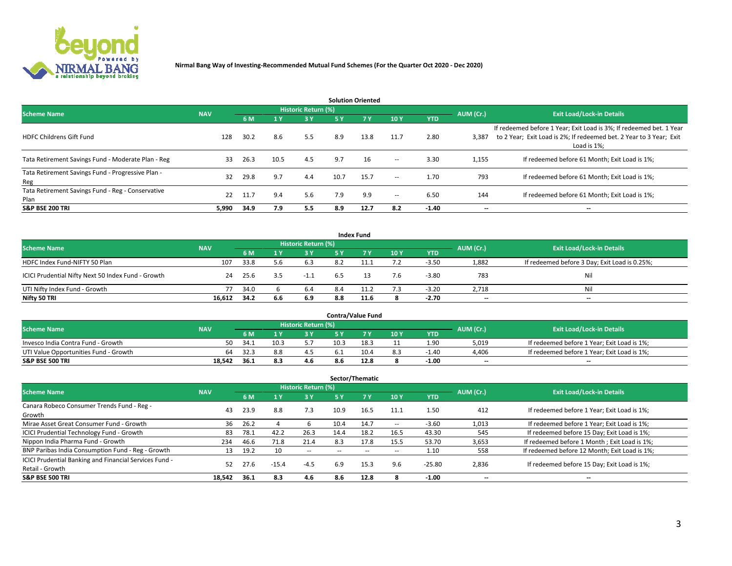**Nirmal Bang Way of Investing-Recommended Mutual Fund Schemes (For the Quarter Oct 2020 - Dec 2020)**

## Solution Oriented

| Scheme Name | NAV | Historic Return (%) | | | | | | | AUM (Cr.) | Exit Load/Lock-in Details |
|---|---|---|---|---|---|---|---|---|---|---|
| | | 6 M | 1 Y | 3 Y | 5 Y | 7 Y | 10 Y | YTD | | |
| HDFC Childrens Gift Fund | 128 | 30.2 | 8.6 | 5.5 | 8.9 | 13.8 | 11.7 | 2.80 | 3,387 | If redeemed before 1 Year; Exit Load is 3%; If redeemed bet. 1 Year to 2 Year; Exit Load is 2%; If redeemed bet. 2 Year to 3 Year; Exit Load is 1%; |
| Tata Retirement Savings Fund - Moderate Plan - Reg | 33 | 26.3 | 10.5 | 4.5 | 9.7 | 16 | -- | 3.30 | 1,155 | If redeemed before 61 Month; Exit Load is 1%; |
| Tata Retirement Savings Fund - Progressive Plan - Reg | 32 | 29.8 | 9.7 | 4.4 | 10.7 | 15.7 | -- | 1.70 | 793 | If redeemed before 61 Month; Exit Load is 1%; |
| Tata Retirement Savings Fund - Reg - Conservative Plan | 22 | 11.7 | 9.4 | 5.6 | 7.9 | 9.9 | -- | 6.50 | 144 | If redeemed before 61 Month; Exit Load is 1%; |
| **S&P BSE 200 TRI** | **5,990** | **34.9** | **7.9** | **5.5** | **8.9** | **12.7** | **8.2** | **-1.40** | **--** | **--** |

## Index Fund

| Scheme Name | NAV | Historic Return (%) | | | | | | | AUM (Cr.) | Exit Load/Lock-in Details |
|---|---|---|---|---|---|---|---|---|---|---|
| | | 6 M | 1 Y | 3 Y | 5 Y | 7 Y | 10 Y | YTD | | |
| HDFC Index Fund-NIFTY 50 Plan | 107 | 33.8 | 5.6 | 6.3 | 8.2 | 11.1 | 7.2 | -3.50 | 1,882 | If redeemed before 3 Day; Exit Load is 0.25%; |
| ICICI Prudential Nifty Next 50 Index Fund - Growth | 24 | 25.6 | 3.5 | -1.1 | 6.5 | 13 | 7.6 | -3.80 | 783 | Nil |
| UTI Nifty Index Fund - Growth | 77 | 34.0 | 6 | 6.4 | 8.4 | 11.2 | 7.3 | -3.20 | 2,718 | Nil |
| **Nifty 50 TRI** | **16,612** | **34.2** | **6.6** | **6.9** | **8.8** | **11.6** | **8** | **-2.70** | **--** | **--** |

## Contra/Value Fund

| Scheme Name | NAV | Historic Return (%) | | | | | | | AUM (Cr.) | Exit Load/Lock-in Details |
|---|---|---|---|---|---|---|---|---|---|---|
| | | 6 M | 1 Y | 3 Y | 5 Y | 7 Y | 10 Y | YTD | | |
| Invesco India Contra Fund - Growth | 50 | 34.1 | 10.3 | 5.7 | 10.3 | 18.3 | 11 | 1.90 | 5,019 | If redeemed before 1 Year; Exit Load is 1%; |
| UTI Value Opportunities Fund - Growth | 64 | 32.3 | 8.8 | 4.5 | 6.1 | 10.4 | 8.3 | -1.40 | 4,406 | If redeemed before 1 Year; Exit Load is 1%; |
| **S&P BSE 500 TRI** | **18,542** | **36.1** | **8.3** | **4.6** | **8.6** | **12.8** | **8** | **-1.00** | **--** | **--** |

## Sector/Thematic

| Scheme Name | NAV | Historic Return (%) | | | | | | | AUM (Cr.) | Exit Load/Lock-in Details |
|---|---|---|---|---|---|---|---|---|---|---|
| | | 6 M | 1 Y | 3 Y | 5 Y | 7 Y | 10 Y | YTD | | |
| Canara Robeco Consumer Trends Fund - Reg - Growth | 43 | 23.9 | 8.8 | 7.3 | 10.9 | 16.5 | 11.1 | 1.50 | 412 | If redeemed before 1 Year; Exit Load is 1%; |
| Mirae Asset Great Consumer Fund - Growth | 36 | 26.2 | 4 | 6 | 10.4 | 14.7 | -- | -3.60 | 1,013 | If redeemed before 1 Year; Exit Load is 1%; |
| ICICI Prudential Technology Fund - Growth | 83 | 78.1 | 42.2 | 26.3 | 14.4 | 18.2 | 16.5 | 43.30 | 545 | If redeemed before 15 Day; Exit Load is 1%; |
| Nippon India Pharma Fund - Growth | 234 | 46.6 | 71.8 | 21.4 | 8.3 | 17.8 | 15.5 | 53.70 | 3,653 | If redeemed before 1 Month ; Exit Load is 1%; |
| BNP Paribas India Consumption Fund - Reg - Growth | 13 | 19.2 | 10 | -- | -- | -- | -- | 1.10 | 558 | If redeemed before 12 Month; Exit Load is 1%; |
| ICICI Prudential Banking and Financial Services Fund - Retail - Growth | 52 | 27.6 | -15.4 | -4.5 | 6.9 | 15.3 | 9.6 | -25.80 | 2,836 | If redeemed before 15 Day; Exit Load is 1%; |
| **S&P BSE 500 TRI** | **18,542** | **36.1** | **8.3** | **4.6** | **8.6** | **12.8** | **8** | **-1.00** | **--** | **--** |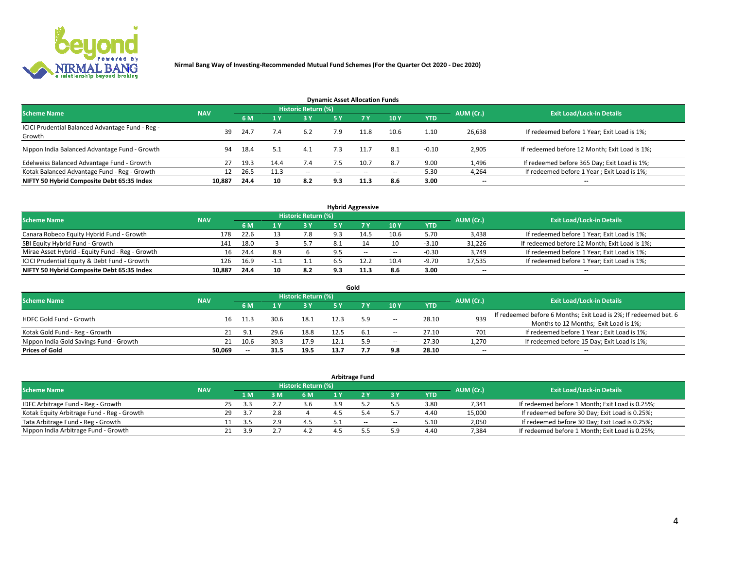**Nirmal Bang Way of Investing-Recommended Mutual Fund Schemes (For the Quarter Oct 2020 - Dec 2020)**

### Dynamic Asset Allocation Funds

| Scheme Name | NAV | Historic Return (%) | | | | | | | AUM (Cr.) | Exit Load/Lock-in Details |
|---|---|---|---|---|---|---|---|---|---|---|
| | | 6 M | 1 Y | 3 Y | 5 Y | 7 Y | 10 Y | YTD | | |
| ICICI Prudential Balanced Advantage Fund - Reg - Growth | 39 | 24.7 | 7.4 | 6.2 | 7.9 | 11.8 | 10.6 | 1.10 | 26,638 | If redeemed before 1 Year; Exit Load is 1%; |
| Nippon India Balanced Advantage Fund - Growth | 94 | 18.4 | 5.1 | 4.1 | 7.3 | 11.7 | 8.1 | -0.10 | 2,905 | If redeemed before 12 Month; Exit Load is 1%; |
| Edelweiss Balanced Advantage Fund - Growth | 27 | 19.3 | 14.4 | 7.4 | 7.5 | 10.7 | 8.7 | 9.00 | 1,496 | If redeemed before 365 Day; Exit Load is 1%; |
| Kotak Balanced Advantage Fund - Reg - Growth | 12 | 26.5 | 11.3 | -- | -- | -- | -- | 5.30 | 4,264 | If redeemed before 1 Year ; Exit Load is 1%; |
| **NIFTY 50 Hybrid Composite Debt 65:35 Index** | **10,887** | **24.4** | **10** | **8.2** | **9.3** | **11.3** | **8.6** | **3.00** | **--** | **--** |

### Hybrid Aggressive

| Scheme Name | NAV | Historic Return (%) | | | | | | | AUM (Cr.) | Exit Load/Lock-in Details |
|---|---|---|---|---|---|---|---|---|---|---|
| | | 6 M | 1 Y | 3 Y | 5 Y | 7 Y | 10 Y | YTD | | |
| Canara Robeco Equity Hybrid Fund - Growth | 178 | 22.6 | 13 | 7.8 | 9.3 | 14.5 | 10.6 | 5.70 | 3,438 | If redeemed before 1 Year; Exit Load is 1%; |
| SBI Equity Hybrid Fund - Growth | 141 | 18.0 | 3 | 5.7 | 8.1 | 14 | 10 | -3.10 | 31,226 | If redeemed before 12 Month; Exit Load is 1%; |
| Mirae Asset Hybrid - Equity Fund - Reg - Growth | 16 | 24.4 | 8.9 | 6 | 9.5 | -- | -- | -0.30 | 3,749 | If redeemed before 1 Year; Exit Load is 1%; |
| ICICI Prudential Equity & Debt Fund - Growth | 126 | 16.9 | -1.1 | 1.1 | 6.5 | 12.2 | 10.4 | -9.70 | 17,535 | If redeemed before 1 Year; Exit Load is 1%; |
| **NIFTY 50 Hybrid Composite Debt 65:35 Index** | **10,887** | **24.4** | **10** | **8.2** | **9.3** | **11.3** | **8.6** | **3.00** | **--** | **--** |

### Gold

| Scheme Name | NAV | Historic Return (%) | | | | | | | AUM (Cr.) | Exit Load/Lock-in Details |
|---|---|---|---|---|---|---|---|---|---|---|
| | | 6 M | 1 Y | 3 Y | 5 Y | 7 Y | 10 Y | YTD | | |
| HDFC Gold Fund - Growth | 16 | 11.3 | 30.6 | 18.1 | 12.3 | 5.9 | -- | 28.10 | 939 | If redeemed before 6 Months; Exit Load is 2%; If redeemed bet. 6 Months to 12 Months; Exit Load is 1%; |
| Kotak Gold Fund - Reg - Growth | 21 | 9.1 | 29.6 | 18.8 | 12.5 | 6.1 | -- | 27.10 | 701 | If redeemed before 1 Year ; Exit Load is 1%; |
| Nippon India Gold Savings Fund - Growth | 21 | 10.6 | 30.3 | 17.9 | 12.1 | 5.9 | -- | 27.30 | 1,270 | If redeemed before 15 Day; Exit Load is 1%; |
| **Prices of Gold** | **50,069** | **--** | **31.5** | **19.5** | **13.7** | **7.7** | **9.8** | **28.10** | **--** | **--** |

### Arbitrage Fund

| Scheme Name | NAV | Historic Return (%) | | | | | | | AUM (Cr.) | Exit Load/Lock-in Details |
|---|---|---|---|---|---|---|---|---|---|---|
| | | 1 M | 3 M | 6 M | 1 Y | 2 Y | 3 Y | YTD | | |
| IDFC Arbitrage Fund - Reg - Growth | 25 | 3.3 | 2.7 | 3.6 | 3.9 | 5.2 | 5.5 | 3.80 | 7,341 | If redeemed before 1 Month; Exit Load is 0.25%; |
| Kotak Equity Arbitrage Fund - Reg - Growth | 29 | 3.7 | 2.8 | 4 | 4.5 | 5.4 | 5.7 | 4.40 | 15,000 | If redeemed before 30 Day; Exit Load is 0.25%; |
| Tata Arbitrage Fund - Reg - Growth | 11 | 3.5 | 2.9 | 4.5 | 5.1 | -- | -- | 5.10 | 2,050 | If redeemed before 30 Day; Exit Load is 0.25%; |
| Nippon India Arbitrage Fund - Growth | 21 | 3.9 | 2.7 | 4.2 | 4.5 | 5.5 | 5.9 | 4.40 | 7,384 | If redeemed before 1 Month; Exit Load is 0.25%; |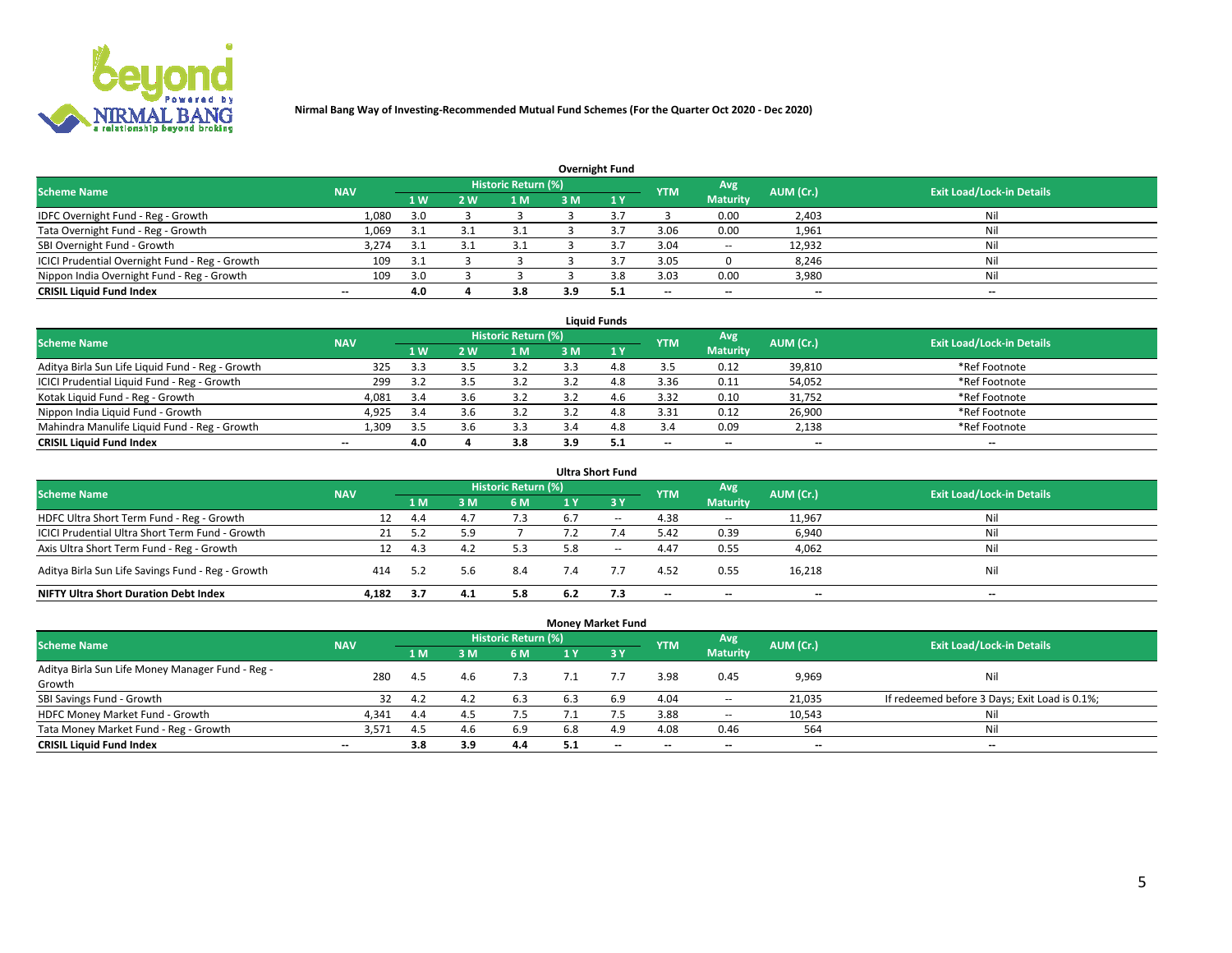**Nirmal Bang Way of Investing-Recommended Mutual Fund Schemes (For the Quarter Oct 2020 - Dec 2020)**

### Overnight Fund

| Scheme Name | NAV | Historic Return (%) | | | | | YTM | Avg Maturity | AUM (Cr.) | Exit Load/Lock-in Details |
|---|---|---|---|---|---|---|---|---|---|---|
| | | 1 W | 2 W | 1 M | 3 M | 1 Y | | | | |
| IDFC Overnight Fund - Reg - Growth | 1,080 | 3.0 | 3 | 3 | 3 | 3.7 | 3 | 0.00 | 2,403 | Nil |
| Tata Overnight Fund - Reg - Growth | 1,069 | 3.1 | 3.1 | 3.1 | 3 | 3.7 | 3.06 | 0.00 | 1,961 | Nil |
| SBI Overnight Fund - Growth | 3,274 | 3.1 | 3.1 | 3.1 | 3 | 3.7 | 3.04 | -- | 12,932 | Nil |
| ICICI Prudential Overnight Fund - Reg - Growth | 109 | 3.1 | 3 | 3 | 3 | 3.7 | 3.05 | 0 | 8,246 | Nil |
| Nippon India Overnight Fund - Reg - Growth | 109 | 3.0 | 3 | 3 | 3 | 3.8 | 3.03 | 0.00 | 3,980 | Nil |
| **CRISIL Liquid Fund Index** | -- | **4.0** | **4** | **3.8** | **3.9** | **5.1** | -- | -- | -- | -- |

### Liquid Funds

| Scheme Name | NAV | Historic Return (%) | | | | | YTM | Avg Maturity | AUM (Cr.) | Exit Load/Lock-in Details |
|---|---|---|---|---|---|---|---|---|---|---|
| | | 1 W | 2 W | 1 M | 3 M | 1 Y | | | | |
| Aditya Birla Sun Life Liquid Fund - Reg - Growth | 325 | 3.3 | 3.5 | 3.2 | 3.3 | 4.8 | 3.5 | 0.12 | 39,810 | *Ref Footnote |
| ICICI Prudential Liquid Fund - Reg - Growth | 299 | 3.2 | 3.5 | 3.2 | 3.2 | 4.8 | 3.36 | 0.11 | 54,052 | *Ref Footnote |
| Kotak Liquid Fund - Reg - Growth | 4,081 | 3.4 | 3.6 | 3.2 | 3.2 | 4.6 | 3.32 | 0.10 | 31,752 | *Ref Footnote |
| Nippon India Liquid Fund - Growth | 4,925 | 3.4 | 3.6 | 3.2 | 3.2 | 4.8 | 3.31 | 0.12 | 26,900 | *Ref Footnote |
| Mahindra Manulife Liquid Fund - Reg - Growth | 1,309 | 3.5 | 3.6 | 3.3 | 3.4 | 4.8 | 3.4 | 0.09 | 2,138 | *Ref Footnote |
| **CRISIL Liquid Fund Index** | -- | **4.0** | **4** | **3.8** | **3.9** | **5.1** | -- | -- | -- | -- |

### Ultra Short Fund

| Scheme Name | NAV | Historic Return (%) | | | | | YTM | Avg Maturity | AUM (Cr.) | Exit Load/Lock-in Details |
|---|---|---|---|---|---|---|---|---|---|---|
| | | 1 M | 3 M | 6 M | 1 Y | 3 Y | | | | |
| HDFC Ultra Short Term Fund - Reg - Growth | 12 | 4.4 | 4.7 | 7.3 | 6.7 | -- | 4.38 | -- | 11,967 | Nil |
| ICICI Prudential Ultra Short Term Fund - Growth | 21 | 5.2 | 5.9 | 7 | 7.2 | 7.4 | 5.42 | 0.39 | 6,940 | Nil |
| Axis Ultra Short Term Fund - Reg - Growth | 12 | 4.3 | 4.2 | 5.3 | 5.8 | -- | 4.47 | 0.55 | 4,062 | Nil |
| Aditya Birla Sun Life Savings Fund - Reg - Growth | 414 | 5.2 | 5.6 | 8.4 | 7.4 | 7.7 | 4.52 | 0.55 | 16,218 | Nil |
| **NIFTY Ultra Short Duration Debt Index** | **4,182** | **3.7** | **4.1** | **5.8** | **6.2** | **7.3** | -- | -- | -- | -- |

### Money Market Fund

| Scheme Name | NAV | Historic Return (%) | | | | | YTM | Avg Maturity | AUM (Cr.) | Exit Load/Lock-in Details |
|---|---|---|---|---|---|---|---|---|---|---|
| | | 1 M | 3 M | 6 M | 1 Y | 3 Y | | | | |
| Aditya Birla Sun Life Money Manager Fund - Reg - Growth | 280 | 4.5 | 4.6 | 7.3 | 7.1 | 7.7 | 3.98 | 0.45 | 9,969 | Nil |
| SBI Savings Fund - Growth | 32 | 4.2 | 4.2 | 6.3 | 6.3 | 6.9 | 4.04 | -- | 21,035 | If redeemed before 3 Days; Exit Load is 0.1%; |
| HDFC Money Market Fund - Growth | 4,341 | 4.4 | 4.5 | 7.5 | 7.1 | 7.5 | 3.88 | -- | 10,543 | Nil |
| Tata Money Market Fund - Reg - Growth | 3,571 | 4.5 | 4.6 | 6.9 | 6.8 | 4.9 | 4.08 | 0.46 | 564 | Nil |
| **CRISIL Liquid Fund Index** | -- | **3.8** | **3.9** | **4.4** | **5.1** | -- | -- | -- | -- | -- |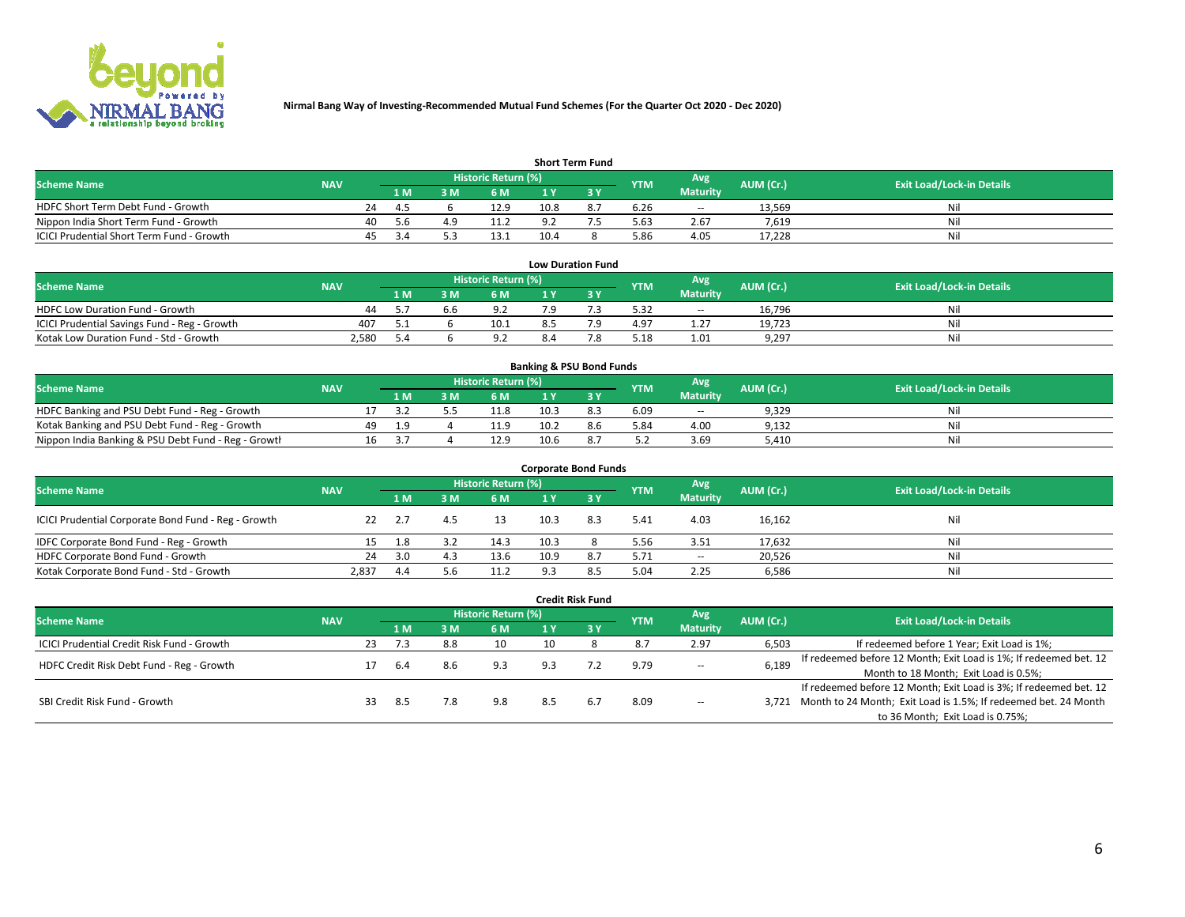Nirmal Bang Way of Investing-Recommended Mutual Fund Schemes (For the Quarter Oct 2020 - Dec 2020)

## Short Term Fund

| Scheme Name | NAV | Historic Return (%) | | | | | YTM | Avg Maturity | AUM (Cr.) | Exit Load/Lock-in Details |
|---|---|---|---|---|---|---|---|---|---|---|
| | | 1 M | 3 M | 6 M | 1 Y | 3 Y | | | | |
| HDFC Short Term Debt Fund - Growth | 24 | 4.5 | 6 | 12.9 | 10.8 | 8.7 | 6.26 | -- | 13,569 | Nil |
| Nippon India Short Term Fund - Growth | 40 | 5.6 | 4.9 | 11.2 | 9.2 | 7.5 | 5.63 | 2.67 | 7,619 | Nil |
| ICICI Prudential Short Term Fund - Growth | 45 | 3.4 | 5.3 | 13.1 | 10.4 | 8 | 5.86 | 4.05 | 17,228 | Nil |

## Low Duration Fund

| Scheme Name | NAV | Historic Return (%) | | | | | YTM | Avg Maturity | AUM (Cr.) | Exit Load/Lock-in Details |
|---|---|---|---|---|---|---|---|---|---|---|
| | | 1 M | 3 M | 6 M | 1 Y | 3 Y | | | | |
| HDFC Low Duration Fund - Growth | 44 | 5.7 | 6.6 | 9.2 | 7.9 | 7.3 | 5.32 | -- | 16,796 | Nil |
| ICICI Prudential Savings Fund - Reg - Growth | 407 | 5.1 | 6 | 10.1 | 8.5 | 7.9 | 4.97 | 1.27 | 19,723 | Nil |
| Kotak Low Duration Fund - Std - Growth | 2,580 | 5.4 | 6 | 9.2 | 8.4 | 7.8 | 5.18 | 1.01 | 9,297 | Nil |

## Banking & PSU Bond Funds

| Scheme Name | NAV | Historic Return (%) | | | | | YTM | Avg Maturity | AUM (Cr.) | Exit Load/Lock-in Details |
|---|---|---|---|---|---|---|---|---|---|---|
| | | 1 M | 3 M | 6 M | 1 Y | 3 Y | | | | |
| HDFC Banking and PSU Debt Fund - Reg - Growth | 17 | 3.2 | 5.5 | 11.8 | 10.3 | 8.3 | 6.09 | -- | 9,329 | Nil |
| Kotak Banking and PSU Debt Fund - Reg - Growth | 49 | 1.9 | 4 | 11.9 | 10.2 | 8.6 | 5.84 | 4.00 | 9,132 | Nil |
| Nippon India Banking & PSU Debt Fund - Reg - Growth | 16 | 3.7 | 4 | 12.9 | 10.6 | 8.7 | 5.2 | 3.69 | 5,410 | Nil |

## Corporate Bond Funds

| Scheme Name | NAV | Historic Return (%) | | | | | YTM | Avg Maturity | AUM (Cr.) | Exit Load/Lock-in Details |
|---|---|---|---|---|---|---|---|---|---|---|
| | | 1 M | 3 M | 6 M | 1 Y | 3 Y | | | | |
| ICICI Prudential Corporate Bond Fund - Reg - Growth | 22 | 2.7 | 4.5 | 13 | 10.3 | 8.3 | 5.41 | 4.03 | 16,162 | Nil |
| IDFC Corporate Bond Fund - Reg - Growth | 15 | 1.8 | 3.2 | 14.3 | 10.3 | 8 | 5.56 | 3.51 | 17,632 | Nil |
| HDFC Corporate Bond Fund - Growth | 24 | 3.0 | 4.3 | 13.6 | 10.9 | 8.7 | 5.71 | -- | 20,526 | Nil |
| Kotak Corporate Bond Fund - Std - Growth | 2,837 | 4.4 | 5.6 | 11.2 | 9.3 | 8.5 | 5.04 | 2.25 | 6,586 | Nil |

## Credit Risk Fund

| Scheme Name | NAV | Historic Return (%) | | | | | YTM | Avg Maturity | AUM (Cr.) | Exit Load/Lock-in Details |
|---|---|---|---|---|---|---|---|---|---|---|
| | | 1 M | 3 M | 6 M | 1 Y | 3 Y | | | | |
| ICICI Prudential Credit Risk Fund - Growth | 23 | 7.3 | 8.8 | 10 | 10 | 8 | 8.7 | 2.97 | 6,503 | If redeemed before 1 Year; Exit Load is 1%; |
| HDFC Credit Risk Debt Fund - Reg - Growth | 17 | 6.4 | 8.6 | 9.3 | 9.3 | 7.2 | 9.79 | -- | 6,189 | If redeemed before 12 Month; Exit Load is 1%; If redeemed bet. 12 Month to 18 Month; Exit Load is 0.5%; |
| SBI Credit Risk Fund - Growth | 33 | 8.5 | 7.8 | 9.8 | 8.5 | 6.7 | 8.09 | -- | 3,721 | If redeemed before 12 Month; Exit Load is 3%; If redeemed bet. 12 Month to 24 Month; Exit Load is 1.5%; If redeemed bet. 24 Month to 36 Month; Exit Load is 0.75%; |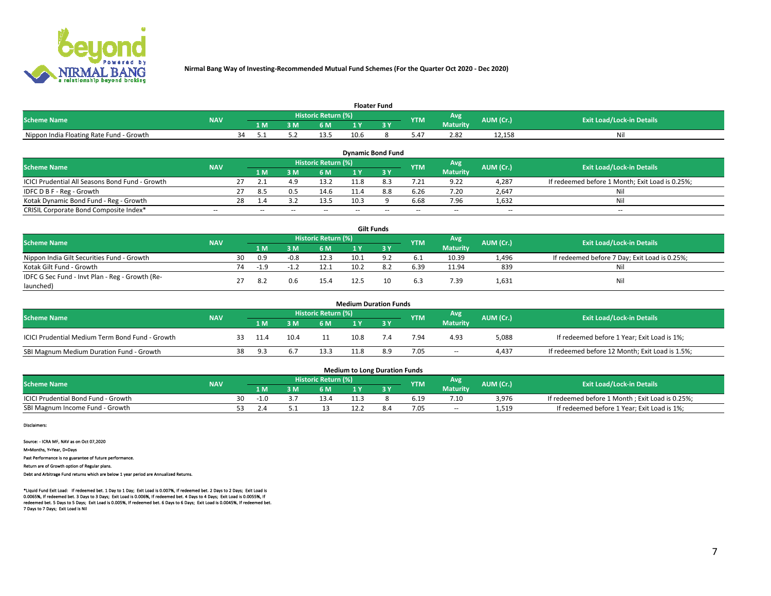**Nirmal Bang Way of Investing-Recommended Mutual Fund Schemes (For the Quarter Oct 2020 - Dec 2020)**

### Floater Fund

| Scheme Name | NAV | Historic Return (%) | | | | | YTM | Avg Maturity | AUM (Cr.) | Exit Load/Lock-in Details |
|---|---|---|---|---|---|---|---|---|---|---|
| | | 1 M | 3 M | 6 M | 1 Y | 3 Y | | | | |
| Nippon India Floating Rate Fund - Growth | 34 | 5.1 | 5.2 | 13.5 | 10.6 | 8 | 5.47 | 2.82 | 12,158 | Nil |

### Dynamic Bond Fund

| Scheme Name | NAV | Historic Return (%) | | | | | YTM | Avg Maturity | AUM (Cr.) | Exit Load/Lock-in Details |
|---|---|---|---|---|---|---|---|---|---|---|
| | | 1 M | 3 M | 6 M | 1 Y | 3 Y | | | | |
| ICICI Prudential All Seasons Bond Fund - Growth | 27 | 2.1 | 4.9 | 13.2 | 11.8 | 8.3 | 7.21 | 9.22 | 4,287 | If redeemed before 1 Month; Exit Load is 0.25%; |
| IDFC D B F - Reg - Growth | 27 | 8.5 | 0.5 | 14.6 | 11.4 | 8.8 | 6.26 | 7.20 | 2,647 | Nil |
| Kotak Dynamic Bond Fund - Reg - Growth | 28 | 1.4 | 3.2 | 13.5 | 10.3 | 9 | 6.68 | 7.96 | 1,632 | Nil |
| CRISIL Corporate Bond Composite Index* | -- | -- | -- | -- | -- | -- | -- | -- | -- | -- |

### Gilt Funds

| Scheme Name | NAV | Historic Return (%) | | | | | YTM | Avg Maturity | AUM (Cr.) | Exit Load/Lock-in Details |
|---|---|---|---|---|---|---|---|---|---|---|
| | | 1 M | 3 M | 6 M | 1 Y | 3 Y | | | | |
| Nippon India Gilt Securities Fund - Growth | 30 | 0.9 | -0.8 | 12.3 | 10.1 | 9.2 | 6.1 | 10.39 | 1,496 | If redeemed before 7 Day; Exit Load is 0.25%; |
| Kotak Gilt Fund - Growth | 74 | -1.9 | -1.2 | 12.1 | 10.2 | 8.2 | 6.39 | 11.94 | 839 | Nil |
| IDFC G Sec Fund - Invt Plan - Reg - Growth (Re-launched) | 27 | 8.2 | 0.6 | 15.4 | 12.5 | 10 | 6.3 | 7.39 | 1,631 | Nil |

### Medium Duration Funds

| Scheme Name | NAV | Historic Return (%) | | | | | YTM | Avg Maturity | AUM (Cr.) | Exit Load/Lock-in Details |
|---|---|---|---|---|---|---|---|---|---|---|
| | | 1 M | 3 M | 6 M | 1 Y | 3 Y | | | | |
| ICICI Prudential Medium Term Bond Fund - Growth | 33 | 11.4 | 10.4 | 11 | 10.8 | 7.4 | 7.94 | 4.93 | 5,088 | If redeemed before 1 Year; Exit Load is 1%; |
| SBI Magnum Medium Duration Fund - Growth | 38 | 9.3 | 6.7 | 13.3 | 11.8 | 8.9 | 7.05 | -- | 4,437 | If redeemed before 12 Month; Exit Load is 1.5%; |

### Medium to Long Duration Funds

| Scheme Name | NAV | Historic Return (%) | | | | | YTM | Avg Maturity | AUM (Cr.) | Exit Load/Lock-in Details |
|---|---|---|---|---|---|---|---|---|---|---|
| | | 1 M | 3 M | 6 M | 1 Y | 3 Y | | | | |
| ICICI Prudential Bond Fund - Growth | 30 | -1.0 | 3.7 | 13.4 | 11.3 | 8 | 6.19 | 7.10 | 3,976 | If redeemed before 1 Month ; Exit Load is 0.25%; |
| SBI Magnum Income Fund - Growth | 53 | 2.4 | 5.1 | 13 | 12.2 | 8.4 | 7.05 | -- | 1,519 | If redeemed before 1 Year; Exit Load is 1%; |

Disclaimers:

Source: - ICRA MF, NAV as on Oct 07,2020

M=Months, Y=Year, D=Days

Past Performance is no guarantee of future performance.

Return are of Growth option of Regular plans.

Debt and Arbitrage Fund returns which are below 1 year period are Annualized Returns.

*Liquid Fund Exit Load: If redeemed bet. 1 Day to 1 Day; Exit Load is 0.007%, If redeemed bet. 2 Days to 2 Days; Exit Load is 0.0065%, If redeemed bet. 3 Days to 3 Days; Exit Load is 0.006%, If redeemed bet. 4 Days to 4 Days; Exit Load is 0.0055%, If redeemed bet. 5 Days to 5 Days; Exit Load is 0.005%, If redeemed bet. 6 Days to 6 Days; Exit Load is 0.0045%, If redeemed bet. 7 Days to 7 Days; Exit Load is Nil